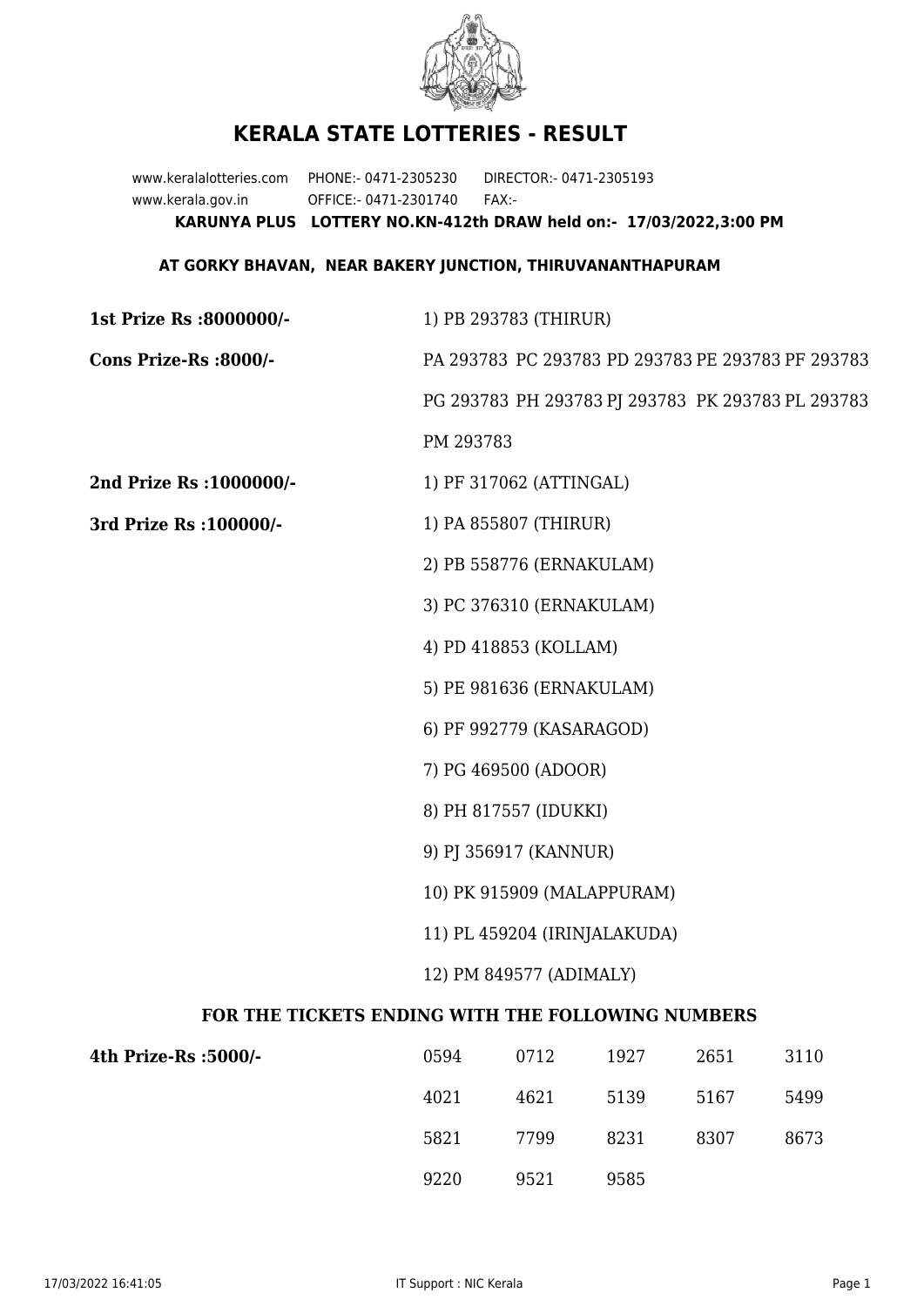# KERALA STATE LOTTERIES - RESULT

www.keralalotteries.com PHONE:- 0471-2305230 DIRECTOR:- 0471-2305193
www.kerala.gov.in OFFICE:- 0471-2301740 FAX:-

**KARUNYA PLUS LOTTERY NO.KN-412th DRAW held on:- 17/03/2022,3:00 PM**

**AT GORKY BHAVAN, NEAR BAKERY JUNCTION, THIRUVANANTHAPURAM**

**1st Prize Rs :8000000/-** 1) PB 293783 (THIRUR)

**Cons Prize-Rs :8000/-** PA 293783 PC 293783 PD 293783 PE 293783 PF 293783 PG 293783 PH 293783 PJ 293783 PK 293783 PL 293783 PM 293783

**2nd Prize Rs :1000000/-** 1) PF 317062 (ATTINGAL)

**3rd Prize Rs :100000/-**

1) PA 855807 (THIRUR)
2) PB 558776 (ERNAKULAM)
3) PC 376310 (ERNAKULAM)
4) PD 418853 (KOLLAM)
5) PE 981636 (ERNAKULAM)
6) PF 992779 (KASARAGOD)
7) PG 469500 (ADOOR)
8) PH 817557 (IDUKKI)
9) PJ 356917 (KANNUR)
10) PK 915909 (MALAPPURAM)
11) PL 459204 (IRINJALAKUDA)
12) PM 849577 (ADIMALY)

### FOR THE TICKETS ENDING WITH THE FOLLOWING NUMBERS

**4th Prize-Rs :5000/-**

| | | | | |
|---|---|---|---|---|
| 0594 | 0712 | 1927 | 2651 | 3110 |
| 4021 | 4621 | 5139 | 5167 | 5499 |
| 5821 | 7799 | 8231 | 8307 | 8673 |
| 9220 | 9521 | 9585 | | |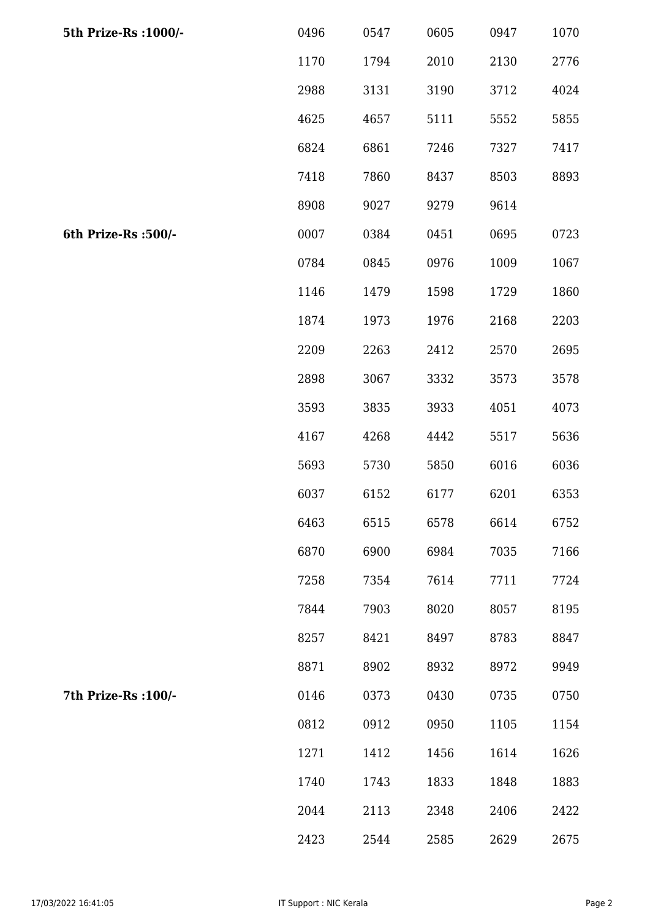| | | | | | |
|---|---|---|---|---|---|
| **5th Prize-Rs :1000/-** | 0496 | 0547 | 0605 | 0947 | 1070 |
| | 1170 | 1794 | 2010 | 2130 | 2776 |
| | 2988 | 3131 | 3190 | 3712 | 4024 |
| | 4625 | 4657 | 5111 | 5552 | 5855 |
| | 6824 | 6861 | 7246 | 7327 | 7417 |
| | 7418 | 7860 | 8437 | 8503 | 8893 |
| | 8908 | 9027 | 9279 | 9614 | |
| **6th Prize-Rs :500/-** | 0007 | 0384 | 0451 | 0695 | 0723 |
| | 0784 | 0845 | 0976 | 1009 | 1067 |
| | 1146 | 1479 | 1598 | 1729 | 1860 |
| | 1874 | 1973 | 1976 | 2168 | 2203 |
| | 2209 | 2263 | 2412 | 2570 | 2695 |
| | 2898 | 3067 | 3332 | 3573 | 3578 |
| | 3593 | 3835 | 3933 | 4051 | 4073 |
| | 4167 | 4268 | 4442 | 5517 | 5636 |
| | 5693 | 5730 | 5850 | 6016 | 6036 |
| | 6037 | 6152 | 6177 | 6201 | 6353 |
| | 6463 | 6515 | 6578 | 6614 | 6752 |
| | 6870 | 6900 | 6984 | 7035 | 7166 |
| | 7258 | 7354 | 7614 | 7711 | 7724 |
| | 7844 | 7903 | 8020 | 8057 | 8195 |
| | 8257 | 8421 | 8497 | 8783 | 8847 |
| | 8871 | 8902 | 8932 | 8972 | 9949 |
| **7th Prize-Rs :100/-** | 0146 | 0373 | 0430 | 0735 | 0750 |
| | 0812 | 0912 | 0950 | 1105 | 1154 |
| | 1271 | 1412 | 1456 | 1614 | 1626 |
| | 1740 | 1743 | 1833 | 1848 | 1883 |
| | 2044 | 2113 | 2348 | 2406 | 2422 |
| | 2423 | 2544 | 2585 | 2629 | 2675 |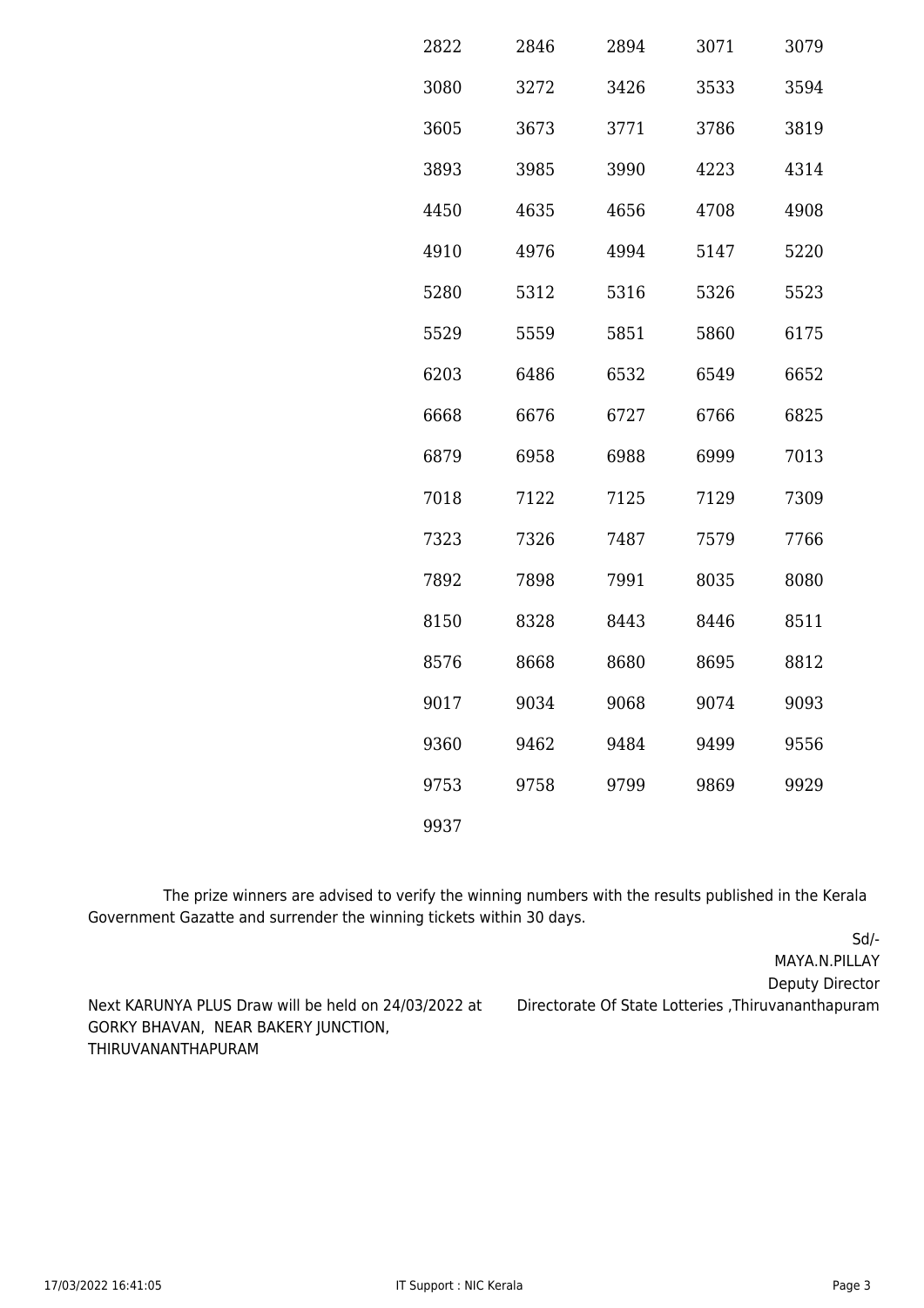| | | | | |
|---|---|---|---|---|
| 2822 | 2846 | 2894 | 3071 | 3079 |
| 3080 | 3272 | 3426 | 3533 | 3594 |
| 3605 | 3673 | 3771 | 3786 | 3819 |
| 3893 | 3985 | 3990 | 4223 | 4314 |
| 4450 | 4635 | 4656 | 4708 | 4908 |
| 4910 | 4976 | 4994 | 5147 | 5220 |
| 5280 | 5312 | 5316 | 5326 | 5523 |
| 5529 | 5559 | 5851 | 5860 | 6175 |
| 6203 | 6486 | 6532 | 6549 | 6652 |
| 6668 | 6676 | 6727 | 6766 | 6825 |
| 6879 | 6958 | 6988 | 6999 | 7013 |
| 7018 | 7122 | 7125 | 7129 | 7309 |
| 7323 | 7326 | 7487 | 7579 | 7766 |
| 7892 | 7898 | 7991 | 8035 | 8080 |
| 8150 | 8328 | 8443 | 8446 | 8511 |
| 8576 | 8668 | 8680 | 8695 | 8812 |
| 9017 | 9034 | 9068 | 9074 | 9093 |
| 9360 | 9462 | 9484 | 9499 | 9556 |
| 9753 | 9758 | 9799 | 9869 | 9929 |
| 9937 | | | | |

The prize winners are advised to verify the winning numbers with the results published in the Kerala Government Gazatte and surrender the winning tickets within 30 days.

Sd/-
MAYA.N.PILLAY
Deputy Director
Directorate Of State Lotteries ,Thiruvananthapuram

Next KARUNYA PLUS Draw will be held on 24/03/2022 at GORKY BHAVAN, NEAR BAKERY JUNCTION, THIRUVANANTHAPURAM